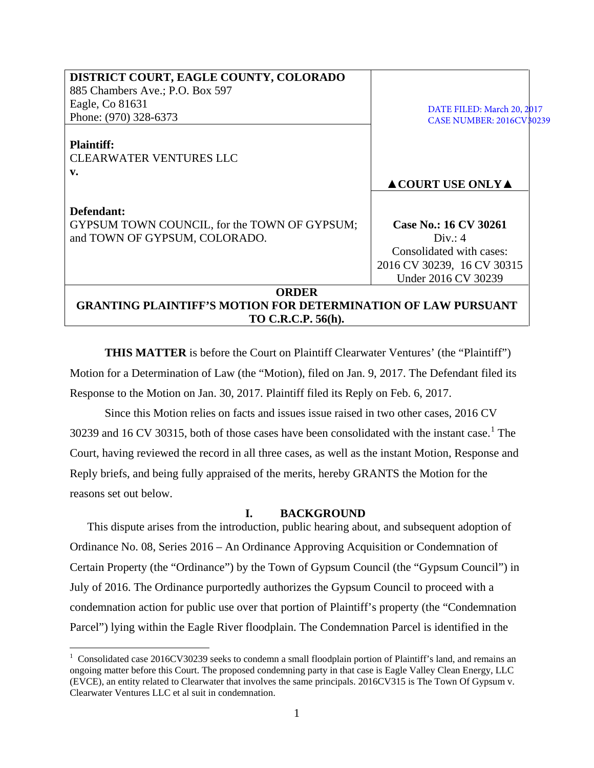| DISTRICT COURT, EAGLE COUNTY, COLORADO<br>885 Chambers Ave.; P.O. Box 597<br>Eagle, Co 81631<br>Phone: (970) 328-6373 | DATE FILED: March 20, 2017<br>CASE NUMBER: 2016CV30239 |
|---|---|
| **Plaintiff:**<br>CLEARWATER VENTURES LLC<br>**v.**<br><br>**Defendant:**<br>GYPSUM TOWN COUNCIL, for the TOWN OF GYPSUM; and TOWN OF GYPSUM, COLORADO. | **▲COURT USE ONLY▲**<br><br>**Case No.: 16 CV 30261**<br>Div.: 4<br>Consolidated with cases:<br>2016 CV 30239, 16 CV 30315<br>Under 2016 CV 30239 |

**ORDER**
**GRANTING PLAINTIFF'S MOTION FOR DETERMINATION OF LAW PURSUANT TO C.R.C.P. 56(h).**

**THIS MATTER** is before the Court on Plaintiff Clearwater Ventures' (the "Plaintiff") Motion for a Determination of Law (the "Motion), filed on Jan. 9, 2017. The Defendant filed its Response to the Motion on Jan. 30, 2017. Plaintiff filed its Reply on Feb. 6, 2017.

Since this Motion relies on facts and issues issue raised in two other cases, 2016 CV 30239 and 16 CV 30315, both of those cases have been consolidated with the instant case.[1] The Court, having reviewed the record in all three cases, as well as the instant Motion, Response and Reply briefs, and being fully appraised of the merits, hereby GRANTS the Motion for the reasons set out below.

## I. BACKGROUND

This dispute arises from the introduction, public hearing about, and subsequent adoption of Ordinance No. 08, Series 2016 – An Ordinance Approving Acquisition or Condemnation of Certain Property (the "Ordinance") by the Town of Gypsum Council (the "Gypsum Council") in July of 2016. The Ordinance purportedly authorizes the Gypsum Council to proceed with a condemnation action for public use over that portion of Plaintiff's property (the "Condemnation Parcel") lying within the Eagle River floodplain. The Condemnation Parcel is identified in the

[1] Consolidated case 2016CV30239 seeks to condemn a small floodplain portion of Plaintiff's land, and remains an ongoing matter before this Court. The proposed condemning party in that case is Eagle Valley Clean Energy, LLC (EVCE), an entity related to Clearwater that involves the same principals. 2016CV315 is The Town Of Gypsum v. Clearwater Ventures LLC et al suit in condemnation.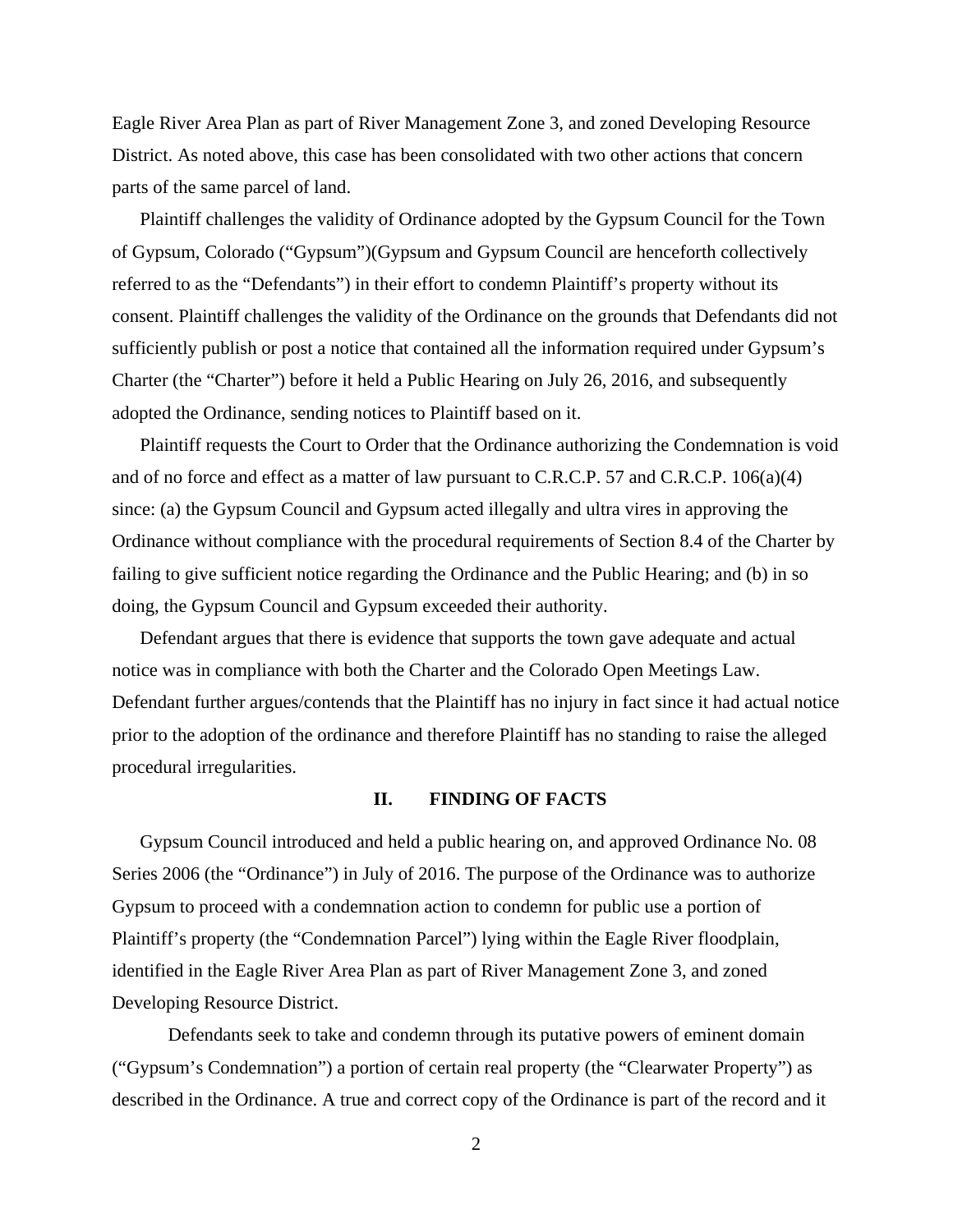Eagle River Area Plan as part of River Management Zone 3, and zoned Developing Resource District. As noted above, this case has been consolidated with two other actions that concern parts of the same parcel of land.

Plaintiff challenges the validity of Ordinance adopted by the Gypsum Council for the Town of Gypsum, Colorado ("Gypsum")(Gypsum and Gypsum Council are henceforth collectively referred to as the "Defendants") in their effort to condemn Plaintiff's property without its consent. Plaintiff challenges the validity of the Ordinance on the grounds that Defendants did not sufficiently publish or post a notice that contained all the information required under Gypsum's Charter (the "Charter") before it held a Public Hearing on July 26, 2016, and subsequently adopted the Ordinance, sending notices to Plaintiff based on it.

Plaintiff requests the Court to Order that the Ordinance authorizing the Condemnation is void and of no force and effect as a matter of law pursuant to C.R.C.P. 57 and C.R.C.P. 106(a)(4) since: (a) the Gypsum Council and Gypsum acted illegally and ultra vires in approving the Ordinance without compliance with the procedural requirements of Section 8.4 of the Charter by failing to give sufficient notice regarding the Ordinance and the Public Hearing; and (b) in so doing, the Gypsum Council and Gypsum exceeded their authority.

Defendant argues that there is evidence that supports the town gave adequate and actual notice was in compliance with both the Charter and the Colorado Open Meetings Law. Defendant further argues/contends that the Plaintiff has no injury in fact since it had actual notice prior to the adoption of the ordinance and therefore Plaintiff has no standing to raise the alleged procedural irregularities.

## II. FINDING OF FACTS

Gypsum Council introduced and held a public hearing on, and approved Ordinance No. 08 Series 2006 (the "Ordinance") in July of 2016. The purpose of the Ordinance was to authorize Gypsum to proceed with a condemnation action to condemn for public use a portion of Plaintiff's property (the "Condemnation Parcel") lying within the Eagle River floodplain, identified in the Eagle River Area Plan as part of River Management Zone 3, and zoned Developing Resource District.

Defendants seek to take and condemn through its putative powers of eminent domain ("Gypsum's Condemnation") a portion of certain real property (the "Clearwater Property") as described in the Ordinance. A true and correct copy of the Ordinance is part of the record and it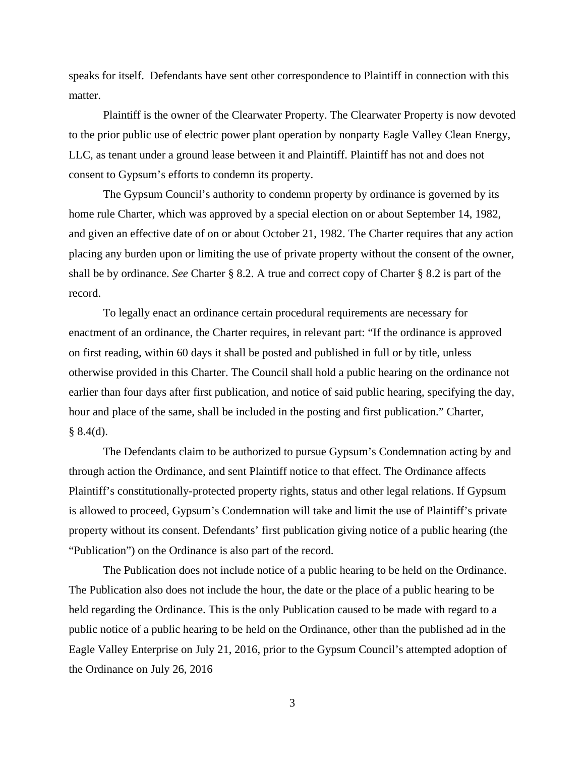speaks for itself. Defendants have sent other correspondence to Plaintiff in connection with this matter.

Plaintiff is the owner of the Clearwater Property. The Clearwater Property is now devoted to the prior public use of electric power plant operation by nonparty Eagle Valley Clean Energy, LLC, as tenant under a ground lease between it and Plaintiff. Plaintiff has not and does not consent to Gypsum's efforts to condemn its property.

The Gypsum Council's authority to condemn property by ordinance is governed by its home rule Charter, which was approved by a special election on or about September 14, 1982, and given an effective date of on or about October 21, 1982. The Charter requires that any action placing any burden upon or limiting the use of private property without the consent of the owner, shall be by ordinance. *See* Charter § 8.2. A true and correct copy of Charter § 8.2 is part of the record.

To legally enact an ordinance certain procedural requirements are necessary for enactment of an ordinance, the Charter requires, in relevant part: "If the ordinance is approved on first reading, within 60 days it shall be posted and published in full or by title, unless otherwise provided in this Charter. The Council shall hold a public hearing on the ordinance not earlier than four days after first publication, and notice of said public hearing, specifying the day, hour and place of the same, shall be included in the posting and first publication." Charter, § 8.4(d).

The Defendants claim to be authorized to pursue Gypsum's Condemnation acting by and through action the Ordinance, and sent Plaintiff notice to that effect. The Ordinance affects Plaintiff's constitutionally-protected property rights, status and other legal relations. If Gypsum is allowed to proceed, Gypsum's Condemnation will take and limit the use of Plaintiff's private property without its consent. Defendants' first publication giving notice of a public hearing (the "Publication") on the Ordinance is also part of the record.

The Publication does not include notice of a public hearing to be held on the Ordinance. The Publication also does not include the hour, the date or the place of a public hearing to be held regarding the Ordinance. This is the only Publication caused to be made with regard to a public notice of a public hearing to be held on the Ordinance, other than the published ad in the Eagle Valley Enterprise on July 21, 2016, prior to the Gypsum Council's attempted adoption of the Ordinance on July 26, 2016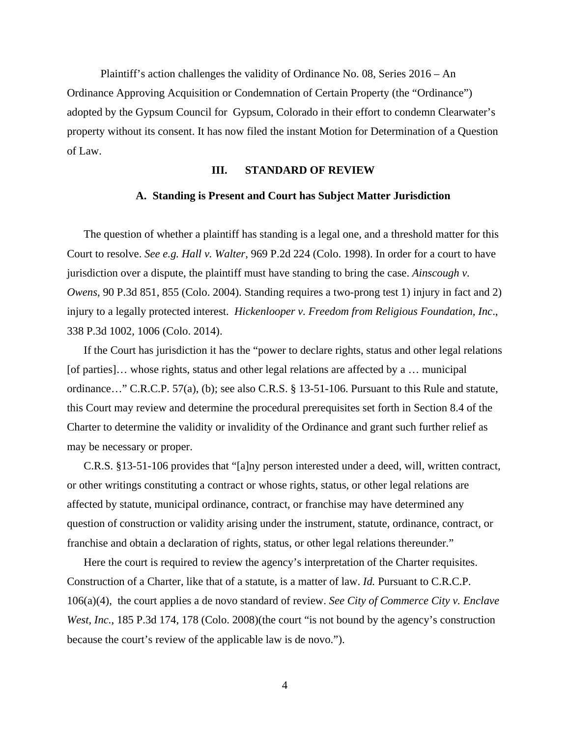Plaintiff's action challenges the validity of Ordinance No. 08, Series 2016 – An Ordinance Approving Acquisition or Condemnation of Certain Property (the "Ordinance") adopted by the Gypsum Council for Gypsum, Colorado in their effort to condemn Clearwater's property without its consent. It has now filed the instant Motion for Determination of a Question of Law.

## III. STANDARD OF REVIEW

### A. Standing is Present and Court has Subject Matter Jurisdiction

The question of whether a plaintiff has standing is a legal one, and a threshold matter for this Court to resolve. *See e.g. Hall v. Walter*, 969 P.2d 224 (Colo. 1998). In order for a court to have jurisdiction over a dispute, the plaintiff must have standing to bring the case. *Ainscough v. Owens*, 90 P.3d 851, 855 (Colo. 2004). Standing requires a two-prong test 1) injury in fact and 2) injury to a legally protected interest. *Hickenlooper v. Freedom from Religious Foundation, Inc*., 338 P.3d 1002, 1006 (Colo. 2014).

If the Court has jurisdiction it has the "power to declare rights, status and other legal relations [of parties]… whose rights, status and other legal relations are affected by a … municipal ordinance…" C.R.C.P. 57(a), (b); see also C.R.S. § 13-51-106. Pursuant to this Rule and statute, this Court may review and determine the procedural prerequisites set forth in Section 8.4 of the Charter to determine the validity or invalidity of the Ordinance and grant such further relief as may be necessary or proper.

C.R.S. §13-51-106 provides that "[a]ny person interested under a deed, will, written contract, or other writings constituting a contract or whose rights, status, or other legal relations are affected by statute, municipal ordinance, contract, or franchise may have determined any question of construction or validity arising under the instrument, statute, ordinance, contract, or franchise and obtain a declaration of rights, status, or other legal relations thereunder."

Here the court is required to review the agency's interpretation of the Charter requisites. Construction of a Charter, like that of a statute, is a matter of law. *Id.* Pursuant to C.R.C.P. 106(a)(4), the court applies a de novo standard of review. *See City of Commerce City v. Enclave West, Inc.*, 185 P.3d 174, 178 (Colo. 2008)(the court "is not bound by the agency's construction because the court's review of the applicable law is de novo.").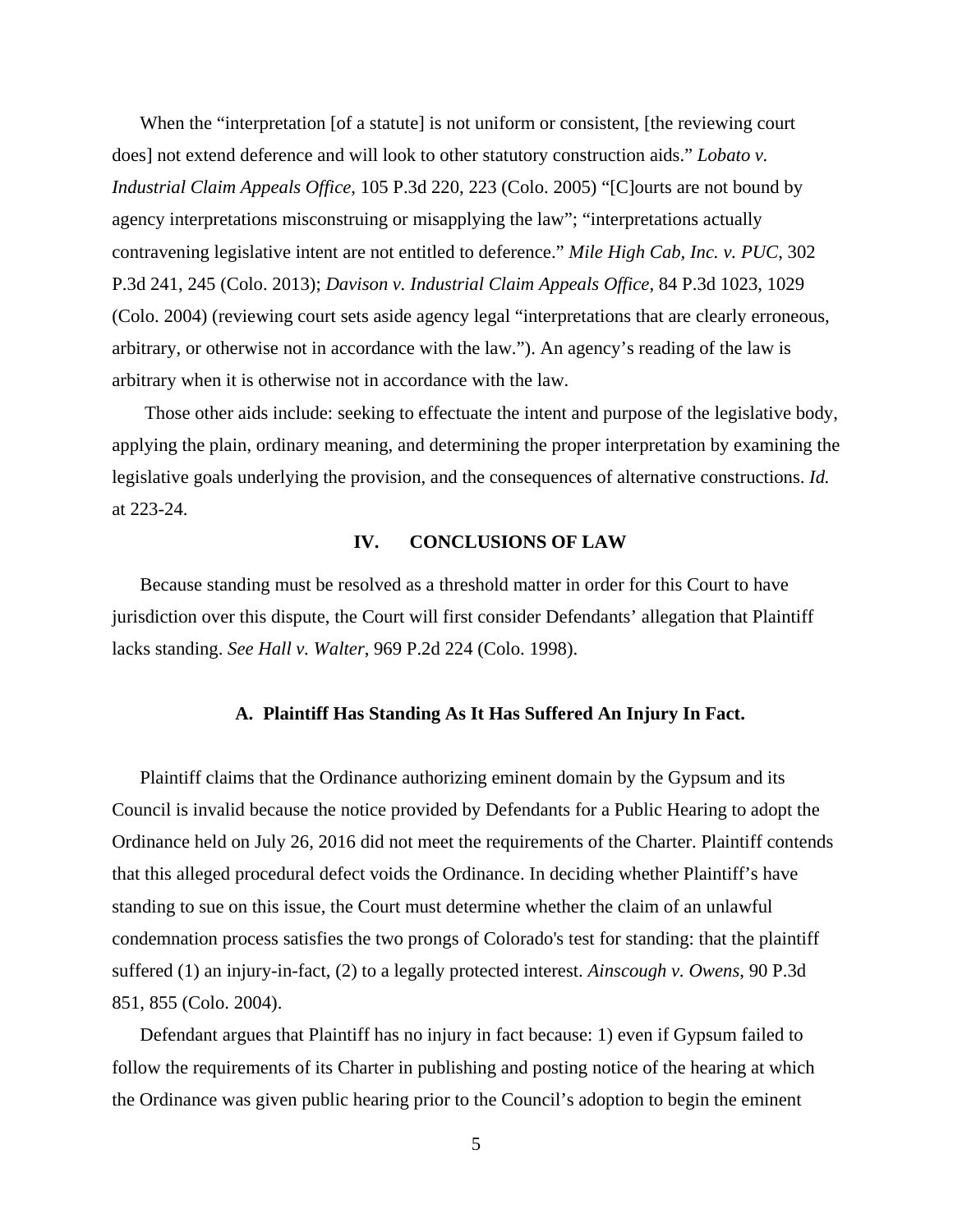When the "interpretation [of a statute] is not uniform or consistent, [the reviewing court does] not extend deference and will look to other statutory construction aids." *Lobato v. Industrial Claim Appeals Office,* 105 P.3d 220, 223 (Colo. 2005) "[C]ourts are not bound by agency interpretations misconstruing or misapplying the law"; "interpretations actually contravening legislative intent are not entitled to deference." *Mile High Cab, Inc. v. PUC*, 302 P.3d 241, 245 (Colo. 2013); *Davison v. Industrial Claim Appeals Office*, 84 P.3d 1023, 1029 (Colo. 2004) (reviewing court sets aside agency legal "interpretations that are clearly erroneous, arbitrary, or otherwise not in accordance with the law."). An agency's reading of the law is arbitrary when it is otherwise not in accordance with the law.

Those other aids include: seeking to effectuate the intent and purpose of the legislative body, applying the plain, ordinary meaning, and determining the proper interpretation by examining the legislative goals underlying the provision, and the consequences of alternative constructions. *Id.* at 223-24.

## IV. CONCLUSIONS OF LAW

Because standing must be resolved as a threshold matter in order for this Court to have jurisdiction over this dispute, the Court will first consider Defendants' allegation that Plaintiff lacks standing. *See Hall v. Walter*, 969 P.2d 224 (Colo. 1998).

### A. Plaintiff Has Standing As It Has Suffered An Injury In Fact.

Plaintiff claims that the Ordinance authorizing eminent domain by the Gypsum and its Council is invalid because the notice provided by Defendants for a Public Hearing to adopt the Ordinance held on July 26, 2016 did not meet the requirements of the Charter. Plaintiff contends that this alleged procedural defect voids the Ordinance. In deciding whether Plaintiff's have standing to sue on this issue, the Court must determine whether the claim of an unlawful condemnation process satisfies the two prongs of Colorado's test for standing: that the plaintiff suffered (1) an injury-in-fact, (2) to a legally protected interest. *Ainscough v. Owens*, 90 P.3d 851, 855 (Colo. 2004).

Defendant argues that Plaintiff has no injury in fact because: 1) even if Gypsum failed to follow the requirements of its Charter in publishing and posting notice of the hearing at which the Ordinance was given public hearing prior to the Council's adoption to begin the eminent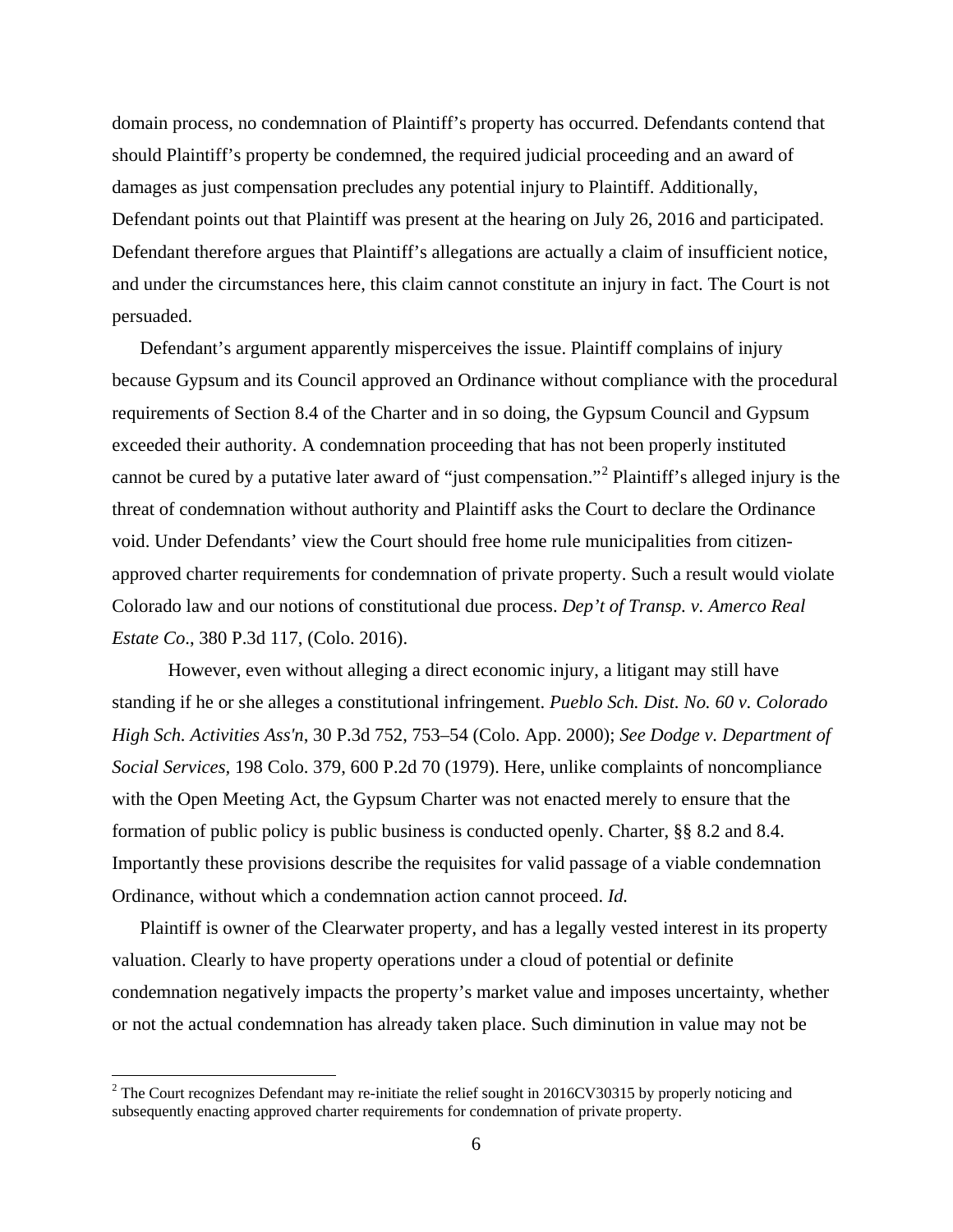domain process, no condemnation of Plaintiff's property has occurred. Defendants contend that should Plaintiff's property be condemned, the required judicial proceeding and an award of damages as just compensation precludes any potential injury to Plaintiff. Additionally, Defendant points out that Plaintiff was present at the hearing on July 26, 2016 and participated. Defendant therefore argues that Plaintiff's allegations are actually a claim of insufficient notice, and under the circumstances here, this claim cannot constitute an injury in fact. The Court is not persuaded.

Defendant's argument apparently misperceives the issue. Plaintiff complains of injury because Gypsum and its Council approved an Ordinance without compliance with the procedural requirements of Section 8.4 of the Charter and in so doing, the Gypsum Council and Gypsum exceeded their authority. A condemnation proceeding that has not been properly instituted cannot be cured by a putative later award of "just compensation."[2] Plaintiff's alleged injury is the threat of condemnation without authority and Plaintiff asks the Court to declare the Ordinance void. Under Defendants' view the Court should free home rule municipalities from citizen-approved charter requirements for condemnation of private property. Such a result would violate Colorado law and our notions of constitutional due process. *Dep't of Transp. v. Amerco Real Estate Co.*, 380 P.3d 117, (Colo. 2016).

However, even without alleging a direct economic injury, a litigant may still have standing if he or she alleges a constitutional infringement. *Pueblo Sch. Dist. No. 60 v. Colorado High Sch. Activities Ass'n*, 30 P.3d 752, 753–54 (Colo. App. 2000); *See Dodge v. Department of Social Services*, 198 Colo. 379, 600 P.2d 70 (1979). Here, unlike complaints of noncompliance with the Open Meeting Act, the Gypsum Charter was not enacted merely to ensure that the formation of public policy is public business is conducted openly. Charter, §§ 8.2 and 8.4. Importantly these provisions describe the requisites for valid passage of a viable condemnation Ordinance, without which a condemnation action cannot proceed. *Id.*

Plaintiff is owner of the Clearwater property, and has a legally vested interest in its property valuation. Clearly to have property operations under a cloud of potential or definite condemnation negatively impacts the property's market value and imposes uncertainty, whether or not the actual condemnation has already taken place. Such diminution in value may not be

[2] The Court recognizes Defendant may re-initiate the relief sought in 2016CV30315 by properly noticing and subsequently enacting approved charter requirements for condemnation of private property.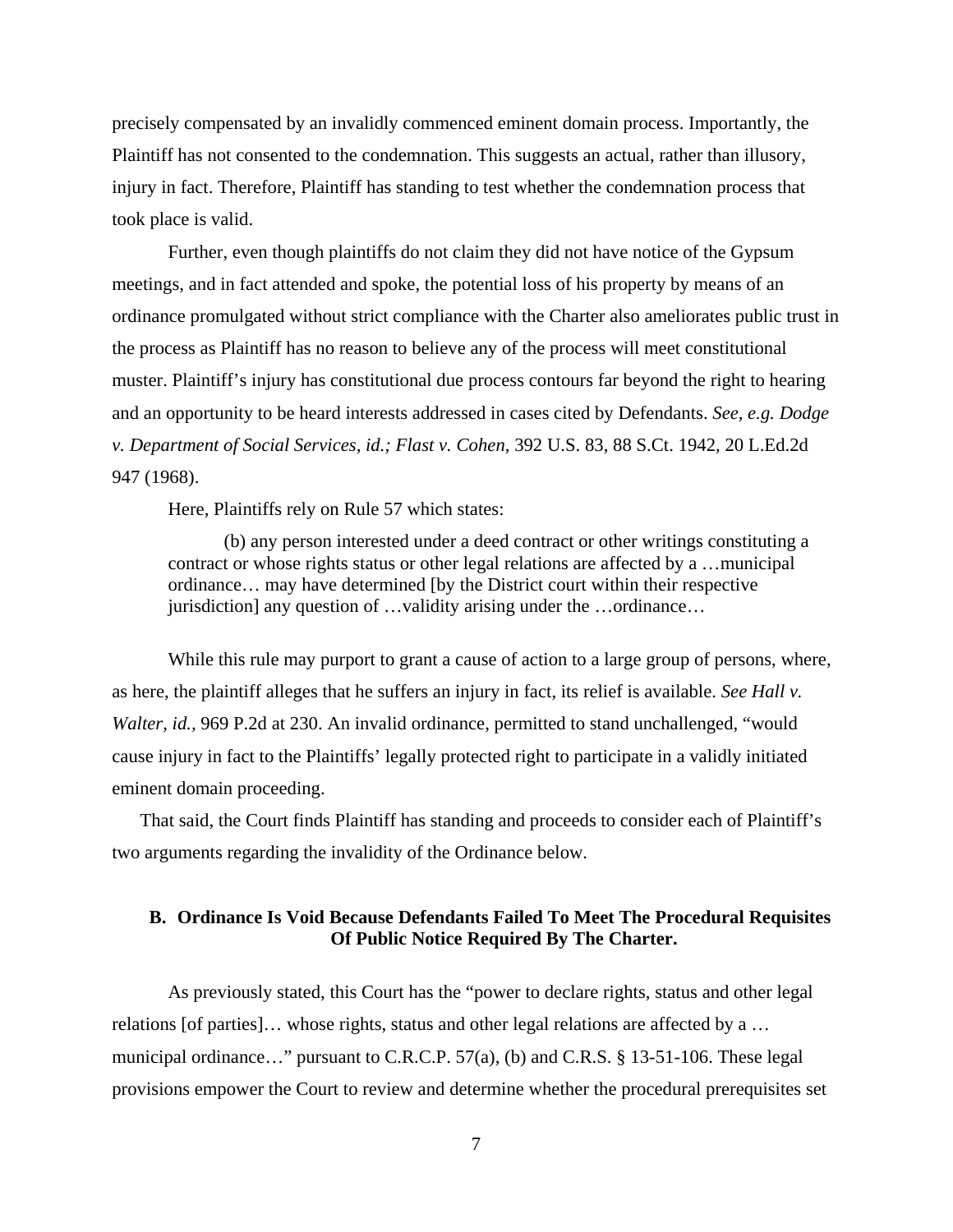precisely compensated by an invalidly commenced eminent domain process. Importantly, the Plaintiff has not consented to the condemnation. This suggests an actual, rather than illusory, injury in fact. Therefore, Plaintiff has standing to test whether the condemnation process that took place is valid.

Further, even though plaintiffs do not claim they did not have notice of the Gypsum meetings, and in fact attended and spoke, the potential loss of his property by means of an ordinance promulgated without strict compliance with the Charter also ameliorates public trust in the process as Plaintiff has no reason to believe any of the process will meet constitutional muster. Plaintiff's injury has constitutional due process contours far beyond the right to hearing and an opportunity to be heard interests addressed in cases cited by Defendants. *See, e.g. Dodge v. Department of Social Services, id.; Flast v. Cohen,* 392 U.S. 83, 88 S.Ct. 1942, 20 L.Ed.2d 947 (1968).

Here, Plaintiffs rely on Rule 57 which states:

> (b) any person interested under a deed contract or other writings constituting a contract or whose rights status or other legal relations are affected by a …municipal ordinance… may have determined [by the District court within their respective jurisdiction] any question of …validity arising under the …ordinance…

While this rule may purport to grant a cause of action to a large group of persons, where, as here, the plaintiff alleges that he suffers an injury in fact, its relief is available. *See Hall v. Walter, id.,* 969 P.2d at 230. An invalid ordinance, permitted to stand unchallenged, "would cause injury in fact to the Plaintiffs' legally protected right to participate in a validly initiated eminent domain proceeding.

That said, the Court finds Plaintiff has standing and proceeds to consider each of Plaintiff's two arguments regarding the invalidity of the Ordinance below.

### B. Ordinance Is Void Because Defendants Failed To Meet The Procedural Requisites Of Public Notice Required By The Charter.

As previously stated, this Court has the "power to declare rights, status and other legal relations [of parties]… whose rights, status and other legal relations are affected by a … municipal ordinance…" pursuant to C.R.C.P. 57(a), (b) and C.R.S. § 13-51-106. These legal provisions empower the Court to review and determine whether the procedural prerequisites set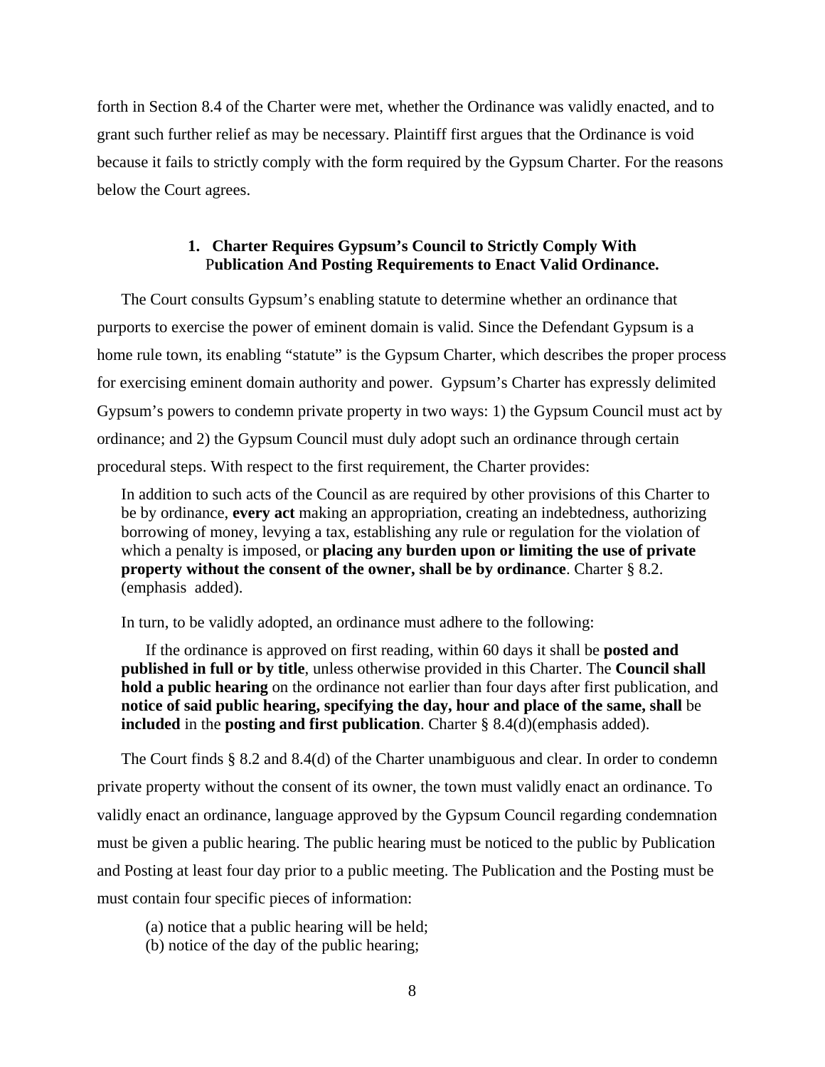forth in Section 8.4 of the Charter were met, whether the Ordinance was validly enacted, and to grant such further relief as may be necessary. Plaintiff first argues that the Ordinance is void because it fails to strictly comply with the form required by the Gypsum Charter. For the reasons below the Court agrees.

### 1. Charter Requires Gypsum's Council to Strictly Comply With Publication And Posting Requirements to Enact Valid Ordinance.

The Court consults Gypsum's enabling statute to determine whether an ordinance that purports to exercise the power of eminent domain is valid. Since the Defendant Gypsum is a home rule town, its enabling "statute" is the Gypsum Charter, which describes the proper process for exercising eminent domain authority and power. Gypsum's Charter has expressly delimited Gypsum's powers to condemn private property in two ways: 1) the Gypsum Council must act by ordinance; and 2) the Gypsum Council must duly adopt such an ordinance through certain procedural steps. With respect to the first requirement, the Charter provides:

> In addition to such acts of the Council as are required by other provisions of this Charter to be by ordinance, **every act** making an appropriation, creating an indebtedness, authorizing borrowing of money, levying a tax, establishing any rule or regulation for the violation of which a penalty is imposed, or **placing any burden upon or limiting the use of private property without the consent of the owner, shall be by ordinance**. Charter § 8.2. (emphasis added).

In turn, to be validly adopted, an ordinance must adhere to the following:

> If the ordinance is approved on first reading, within 60 days it shall be **posted and published in full or by title**, unless otherwise provided in this Charter. The **Council shall hold a public hearing** on the ordinance not earlier than four days after first publication, and **notice of said public hearing, specifying the day, hour and place of the same, shall** be **included** in the **posting and first publication**. Charter § 8.4(d)(emphasis added).

The Court finds § 8.2 and 8.4(d) of the Charter unambiguous and clear. In order to condemn private property without the consent of its owner, the town must validly enact an ordinance. To validly enact an ordinance, language approved by the Gypsum Council regarding condemnation must be given a public hearing. The public hearing must be noticed to the public by Publication and Posting at least four day prior to a public meeting. The Publication and the Posting must be must contain four specific pieces of information:

(a) notice that a public hearing will be held;
(b) notice of the day of the public hearing;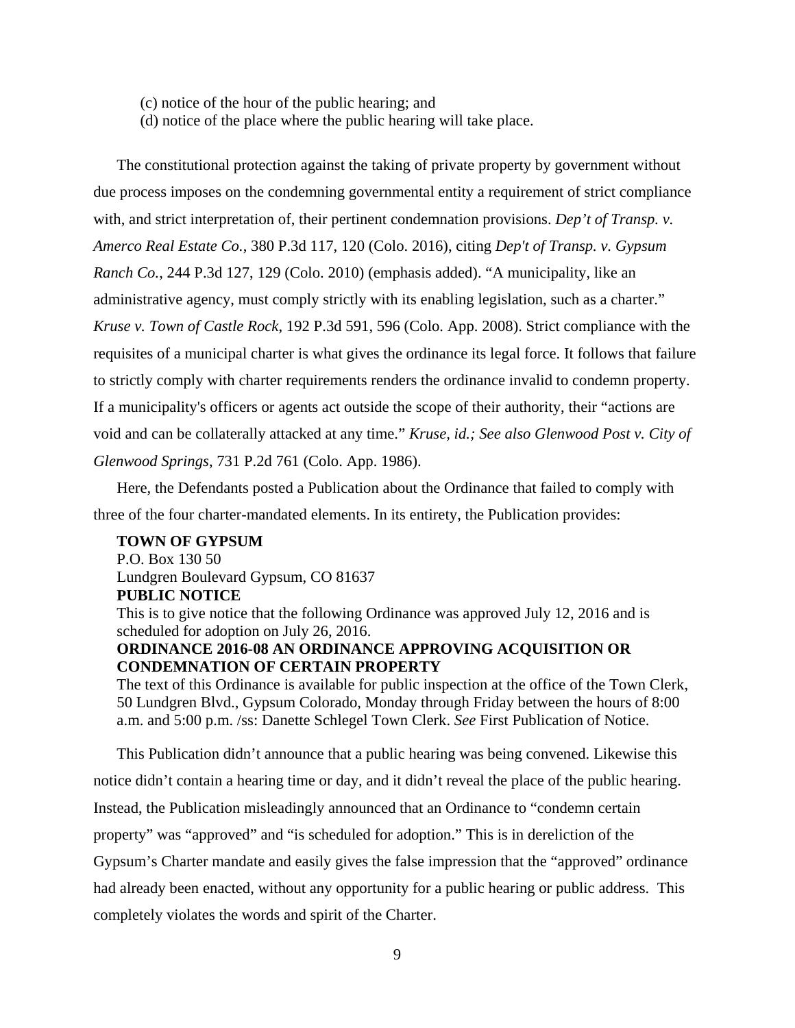(c) notice of the hour of the public hearing; and
(d) notice of the place where the public hearing will take place.

The constitutional protection against the taking of private property by government without due process imposes on the condemning governmental entity a requirement of strict compliance with, and strict interpretation of, their pertinent condemnation provisions. *Dep't of Transp. v. Amerco Real Estate Co.*, 380 P.3d 117, 120 (Colo. 2016), citing *Dep't of Transp. v. Gypsum Ranch Co.*, 244 P.3d 127, 129 (Colo. 2010) (emphasis added). "A municipality, like an administrative agency, must comply strictly with its enabling legislation, such as a charter." *Kruse v. Town of Castle Rock*, 192 P.3d 591, 596 (Colo. App. 2008). Strict compliance with the requisites of a municipal charter is what gives the ordinance its legal force. It follows that failure to strictly comply with charter requirements renders the ordinance invalid to condemn property. If a municipality's officers or agents act outside the scope of their authority, their "actions are void and can be collaterally attacked at any time." *Kruse, id.; See also Glenwood Post v. City of Glenwood Springs*, 731 P.2d 761 (Colo. App. 1986).

Here, the Defendants posted a Publication about the Ordinance that failed to comply with three of the four charter-mandated elements. In its entirety, the Publication provides:

> **TOWN OF GYPSUM**
> P.O. Box 130 50
> Lundgren Boulevard Gypsum, CO 81637
> **PUBLIC NOTICE**
> This is to give notice that the following Ordinance was approved July 12, 2016 and is scheduled for adoption on July 26, 2016.
> **ORDINANCE 2016-08 AN ORDINANCE APPROVING ACQUISITION OR CONDEMNATION OF CERTAIN PROPERTY**
> The text of this Ordinance is available for public inspection at the office of the Town Clerk, 50 Lundgren Blvd., Gypsum Colorado, Monday through Friday between the hours of 8:00 a.m. and 5:00 p.m. /ss: Danette Schlegel Town Clerk. *See* First Publication of Notice.

This Publication didn't announce that a public hearing was being convened. Likewise this notice didn't contain a hearing time or day, and it didn't reveal the place of the public hearing. Instead, the Publication misleadingly announced that an Ordinance to "condemn certain property" was "approved" and "is scheduled for adoption." This is in dereliction of the Gypsum's Charter mandate and easily gives the false impression that the "approved" ordinance had already been enacted, without any opportunity for a public hearing or public address. This completely violates the words and spirit of the Charter.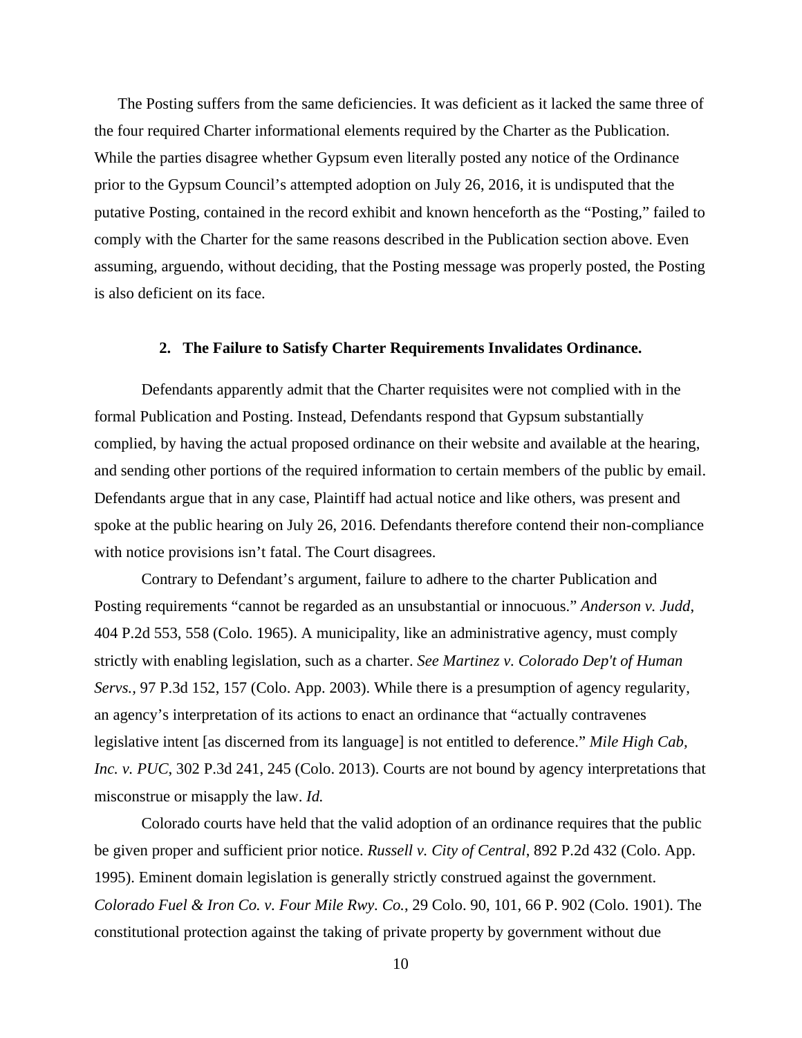The Posting suffers from the same deficiencies. It was deficient as it lacked the same three of the four required Charter informational elements required by the Charter as the Publication. While the parties disagree whether Gypsum even literally posted any notice of the Ordinance prior to the Gypsum Council's attempted adoption on July 26, 2016, it is undisputed that the putative Posting, contained in the record exhibit and known henceforth as the "Posting," failed to comply with the Charter for the same reasons described in the Publication section above. Even assuming, arguendo, without deciding, that the Posting message was properly posted, the Posting is also deficient on its face.

### 2. The Failure to Satisfy Charter Requirements Invalidates Ordinance.

Defendants apparently admit that the Charter requisites were not complied with in the formal Publication and Posting. Instead, Defendants respond that Gypsum substantially complied, by having the actual proposed ordinance on their website and available at the hearing, and sending other portions of the required information to certain members of the public by email. Defendants argue that in any case, Plaintiff had actual notice and like others, was present and spoke at the public hearing on July 26, 2016. Defendants therefore contend their non-compliance with notice provisions isn't fatal. The Court disagrees.

Contrary to Defendant's argument, failure to adhere to the charter Publication and Posting requirements "cannot be regarded as an unsubstantial or innocuous." *Anderson v. Judd*, 404 P.2d 553, 558 (Colo. 1965). A municipality, like an administrative agency, must comply strictly with enabling legislation, such as a charter. *See Martinez v. Colorado Dep't of Human Servs.*, 97 P.3d 152, 157 (Colo. App. 2003). While there is a presumption of agency regularity, an agency's interpretation of its actions to enact an ordinance that "actually contravenes legislative intent [as discerned from its language] is not entitled to deference." *Mile High Cab, Inc. v. PUC*, 302 P.3d 241, 245 (Colo. 2013). Courts are not bound by agency interpretations that misconstrue or misapply the law. *Id.*

Colorado courts have held that the valid adoption of an ordinance requires that the public be given proper and sufficient prior notice. *Russell v. City of Central*, 892 P.2d 432 (Colo. App. 1995). Eminent domain legislation is generally strictly construed against the government. *Colorado Fuel & Iron Co. v. Four Mile Rwy. Co.*, 29 Colo. 90, 101, 66 P. 902 (Colo. 1901). The constitutional protection against the taking of private property by government without due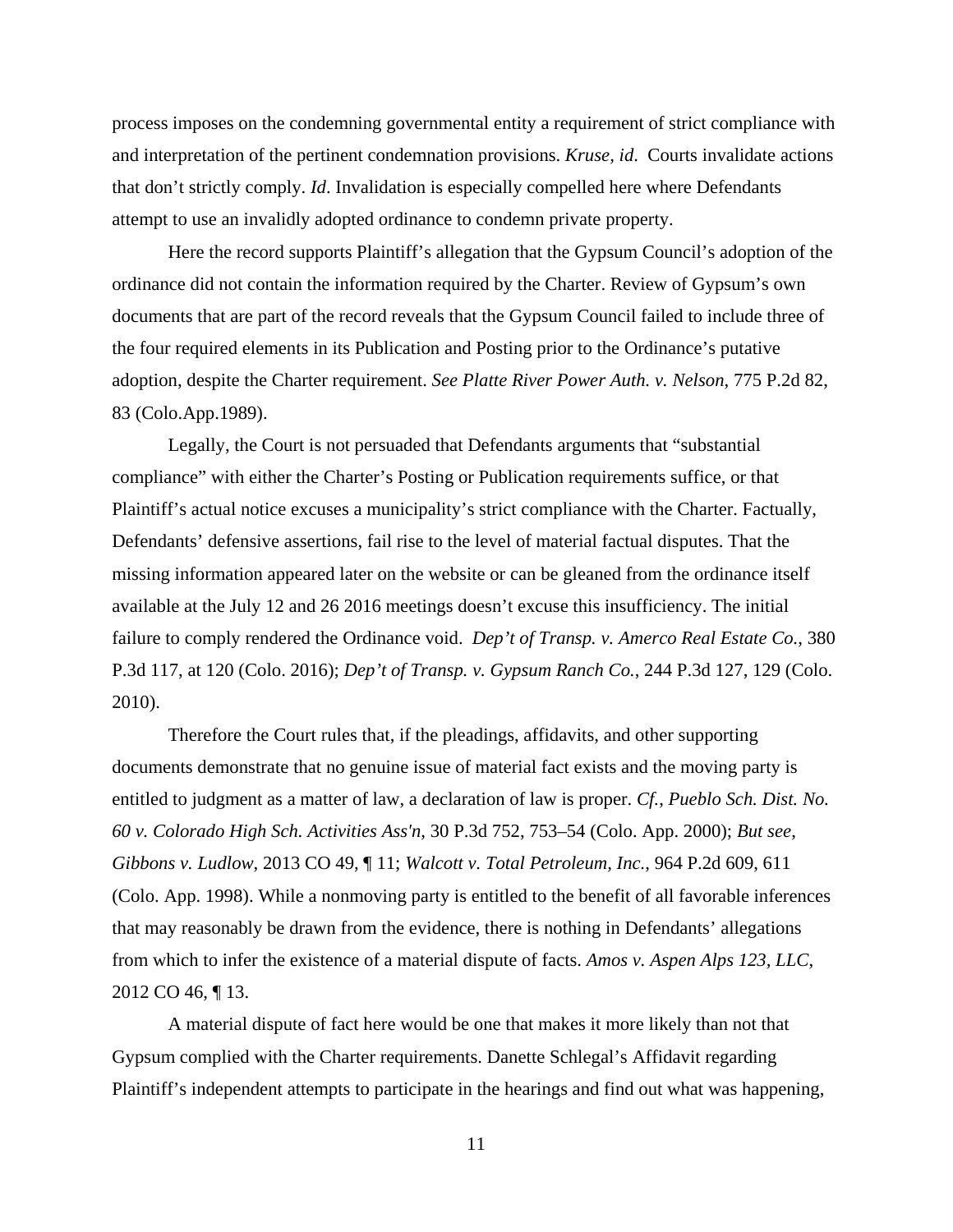process imposes on the condemning governmental entity a requirement of strict compliance with and interpretation of the pertinent condemnation provisions. *Kruse, id*. Courts invalidate actions that don't strictly comply. *Id*. Invalidation is especially compelled here where Defendants attempt to use an invalidly adopted ordinance to condemn private property.

Here the record supports Plaintiff's allegation that the Gypsum Council's adoption of the ordinance did not contain the information required by the Charter. Review of Gypsum's own documents that are part of the record reveals that the Gypsum Council failed to include three of the four required elements in its Publication and Posting prior to the Ordinance's putative adoption, despite the Charter requirement. *See Platte River Power Auth. v. Nelson*, 775 P.2d 82, 83 (Colo.App.1989).

Legally, the Court is not persuaded that Defendants arguments that "substantial compliance" with either the Charter's Posting or Publication requirements suffice, or that Plaintiff's actual notice excuses a municipality's strict compliance with the Charter. Factually, Defendants' defensive assertions, fail rise to the level of material factual disputes. That the missing information appeared later on the website or can be gleaned from the ordinance itself available at the July 12 and 26 2016 meetings doesn't excuse this insufficiency. The initial failure to comply rendered the Ordinance void. *Dep't of Transp. v. Amerco Real Estate Co.*, 380 P.3d 117, at 120 (Colo. 2016); *Dep't of Transp. v. Gypsum Ranch Co.*, 244 P.3d 127, 129 (Colo. 2010).

Therefore the Court rules that, if the pleadings, affidavits, and other supporting documents demonstrate that no genuine issue of material fact exists and the moving party is entitled to judgment as a matter of law, a declaration of law is proper. *Cf.*, *Pueblo Sch. Dist. No. 60 v. Colorado High Sch. Activities Ass'n*, 30 P.3d 752, 753–54 (Colo. App. 2000); *But see*, *Gibbons v. Ludlow*, 2013 CO 49, ¶ 11; *Walcott v. Total Petroleum, Inc.*, 964 P.2d 609, 611 (Colo. App. 1998). While a nonmoving party is entitled to the benefit of all favorable inferences that may reasonably be drawn from the evidence, there is nothing in Defendants' allegations from which to infer the existence of a material dispute of facts. *Amos v. Aspen Alps 123, LLC*, 2012 CO 46, ¶ 13.

A material dispute of fact here would be one that makes it more likely than not that Gypsum complied with the Charter requirements. Danette Schlegal's Affidavit regarding Plaintiff's independent attempts to participate in the hearings and find out what was happening,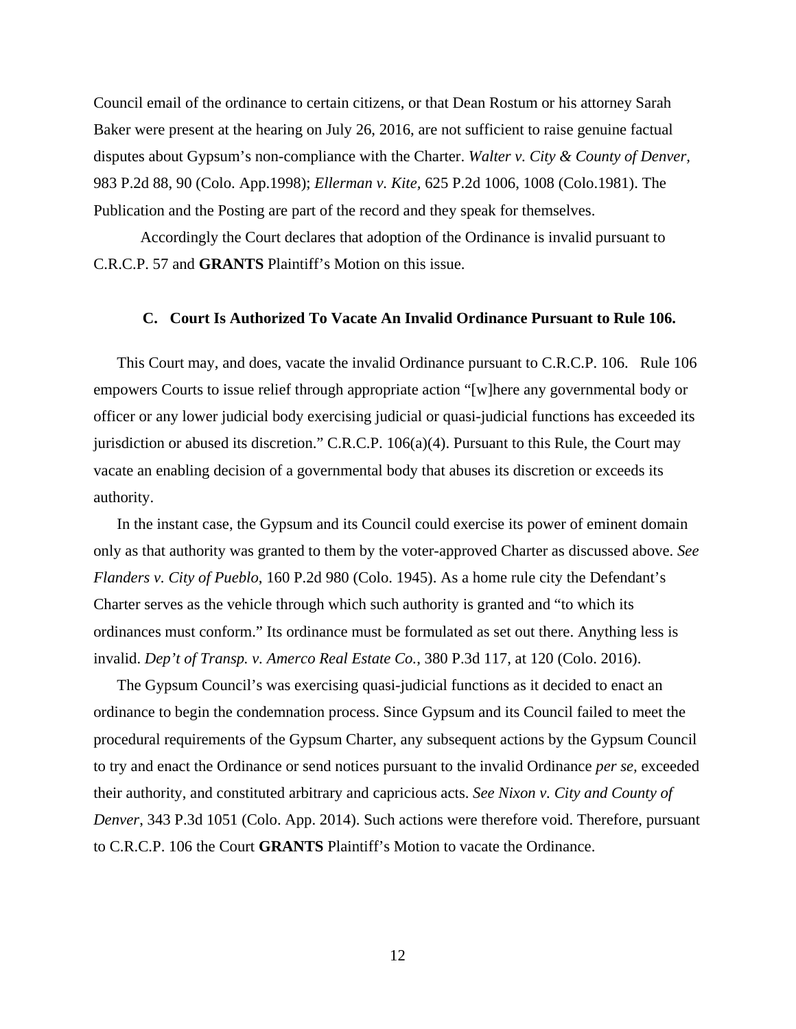Council email of the ordinance to certain citizens, or that Dean Rostum or his attorney Sarah Baker were present at the hearing on July 26, 2016, are not sufficient to raise genuine factual disputes about Gypsum's non-compliance with the Charter. *Walter v. City & County of Denver*, 983 P.2d 88, 90 (Colo. App.1998); *Ellerman v. Kite*, 625 P.2d 1006, 1008 (Colo.1981). The Publication and the Posting are part of the record and they speak for themselves.

Accordingly the Court declares that adoption of the Ordinance is invalid pursuant to C.R.C.P. 57 and **GRANTS** Plaintiff's Motion on this issue.

### C. Court Is Authorized To Vacate An Invalid Ordinance Pursuant to Rule 106.

This Court may, and does, vacate the invalid Ordinance pursuant to C.R.C.P. 106. Rule 106 empowers Courts to issue relief through appropriate action "[w]here any governmental body or officer or any lower judicial body exercising judicial or quasi-judicial functions has exceeded its jurisdiction or abused its discretion." C.R.C.P. 106(a)(4). Pursuant to this Rule, the Court may vacate an enabling decision of a governmental body that abuses its discretion or exceeds its authority.

In the instant case, the Gypsum and its Council could exercise its power of eminent domain only as that authority was granted to them by the voter-approved Charter as discussed above. *See Flanders v. City of Pueblo*, 160 P.2d 980 (Colo. 1945). As a home rule city the Defendant's Charter serves as the vehicle through which such authority is granted and "to which its ordinances must conform." Its ordinance must be formulated as set out there. Anything less is invalid. *Dep't of Transp. v. Amerco Real Estate Co.*, 380 P.3d 117, at 120 (Colo. 2016).

The Gypsum Council's was exercising quasi-judicial functions as it decided to enact an ordinance to begin the condemnation process. Since Gypsum and its Council failed to meet the procedural requirements of the Gypsum Charter, any subsequent actions by the Gypsum Council to try and enact the Ordinance or send notices pursuant to the invalid Ordinance *per se*, exceeded their authority, and constituted arbitrary and capricious acts. *See Nixon v. City and County of Denver*, 343 P.3d 1051 (Colo. App. 2014). Such actions were therefore void. Therefore, pursuant to C.R.C.P. 106 the Court **GRANTS** Plaintiff's Motion to vacate the Ordinance.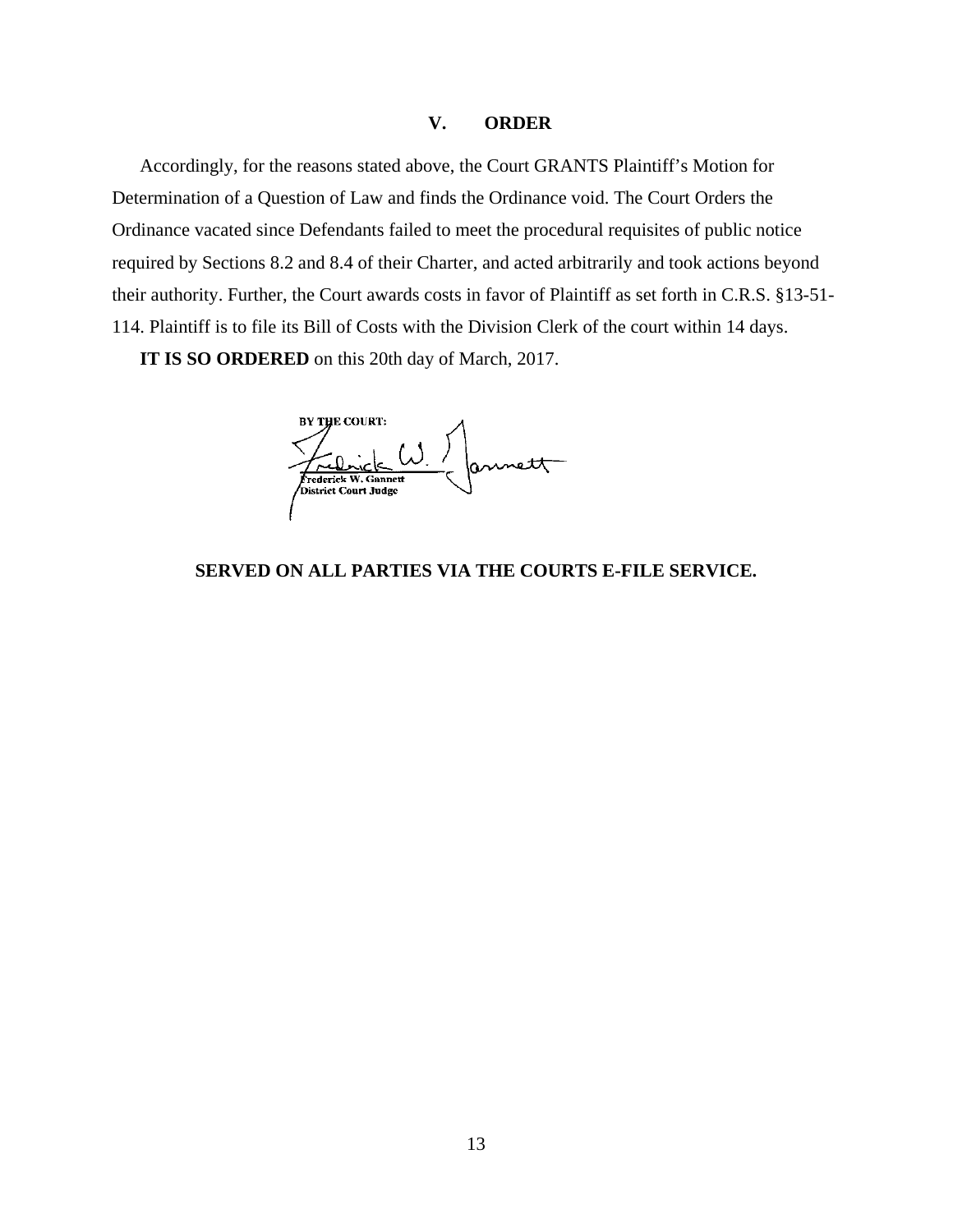## V. ORDER

Accordingly, for the reasons stated above, the Court GRANTS Plaintiff's Motion for Determination of a Question of Law and finds the Ordinance void. The Court Orders the Ordinance vacated since Defendants failed to meet the procedural requisites of public notice required by Sections 8.2 and 8.4 of their Charter, and acted arbitrarily and took actions beyond their authority. Further, the Court awards costs in favor of Plaintiff as set forth in C.R.S. §13-51-114. Plaintiff is to file its Bill of Costs with the Division Clerk of the court within 14 days.

**IT IS SO ORDERED** on this 20th day of March, 2017.

BY THE COURT:

Frederick W. Gannett
District Court Judge

**SERVED ON ALL PARTIES VIA THE COURTS E-FILE SERVICE.**